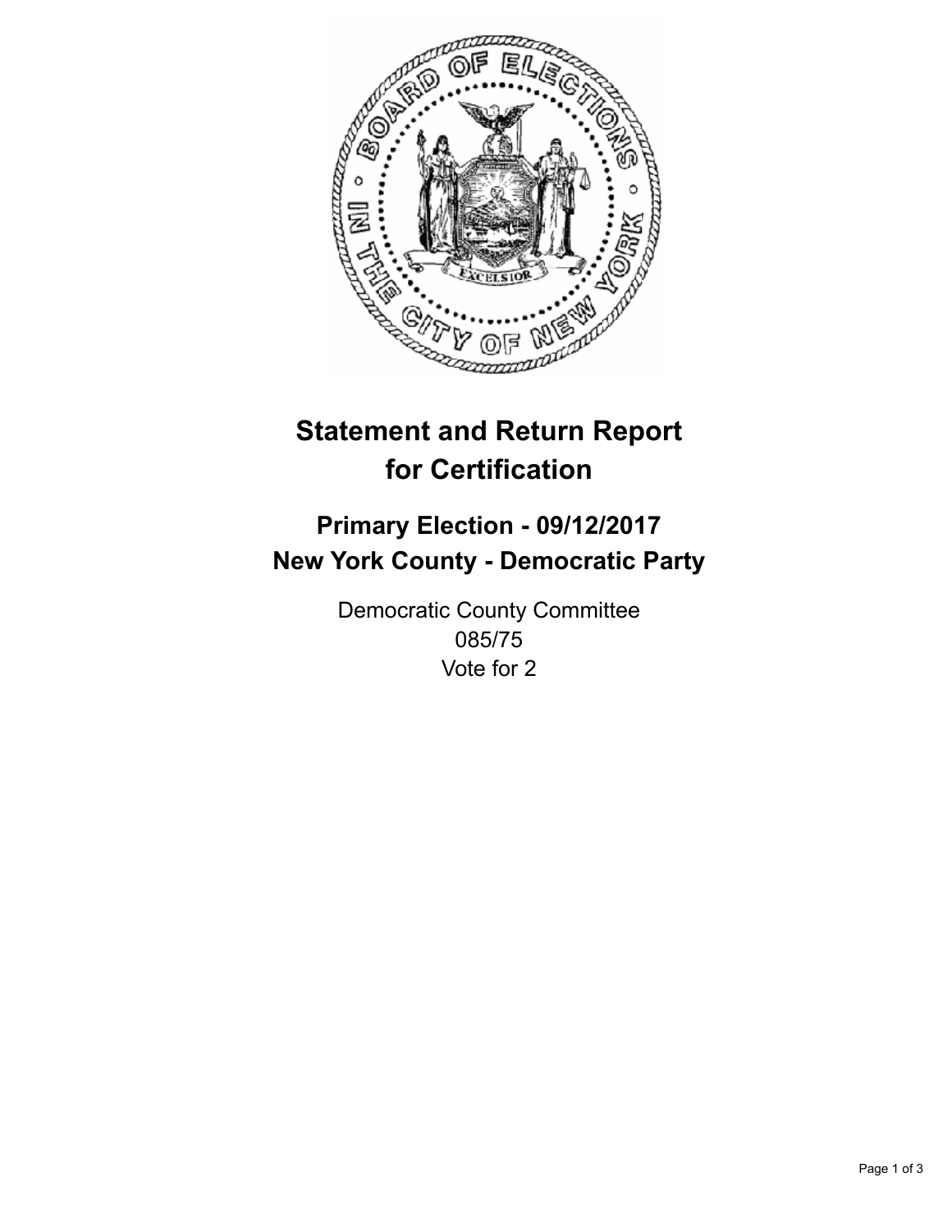# Statement and Return Report for Certification

## Primary Election - 09/12/2017
## New York County - Democratic Party

Democratic County Committee
085/75
Vote for 2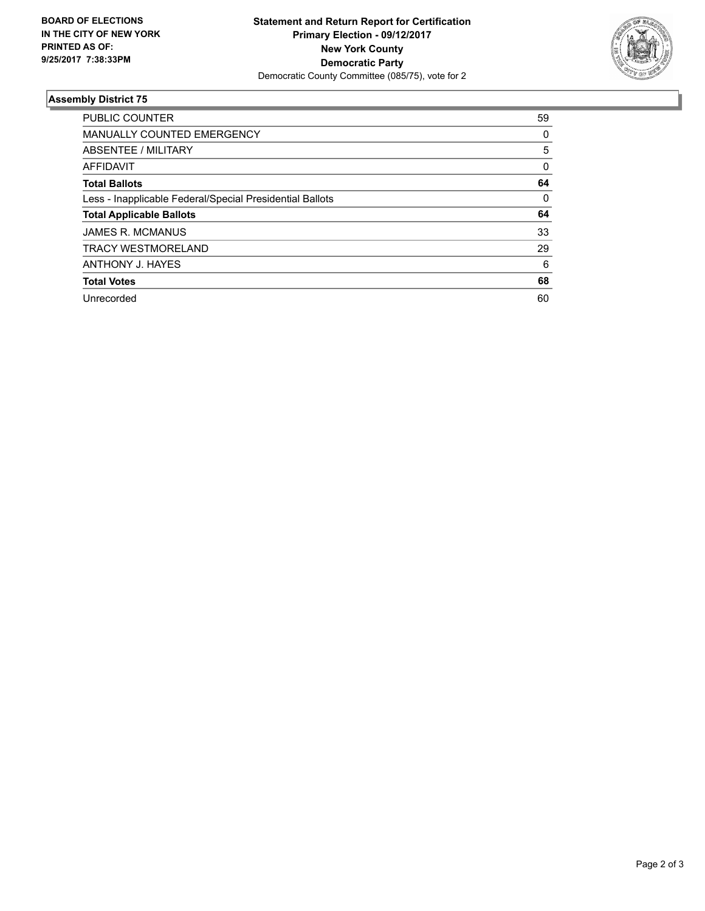**BOARD OF ELECTIONS IN THE CITY OF NEW YORK PRINTED AS OF: 9/25/2017 7:38:33PM**

**Statement and Return Report for Certification**
**Primary Election - 09/12/2017**
**New York County**
**Democratic Party**
Democratic County Committee (085/75), vote for 2

### Assembly District 75

| | |
|---|---|
| PUBLIC COUNTER | 59 |
| MANUALLY COUNTED EMERGENCY | 0 |
| ABSENTEE / MILITARY | 5 |
| AFFIDAVIT | 0 |
| **Total Ballots** | **64** |
| Less - Inapplicable Federal/Special Presidential Ballots | 0 |
| **Total Applicable Ballots** | **64** |
| JAMES R. MCMANUS | 33 |
| TRACY WESTMORELAND | 29 |
| ANTHONY J. HAYES | 6 |
| **Total Votes** | **68** |
| Unrecorded | 60 |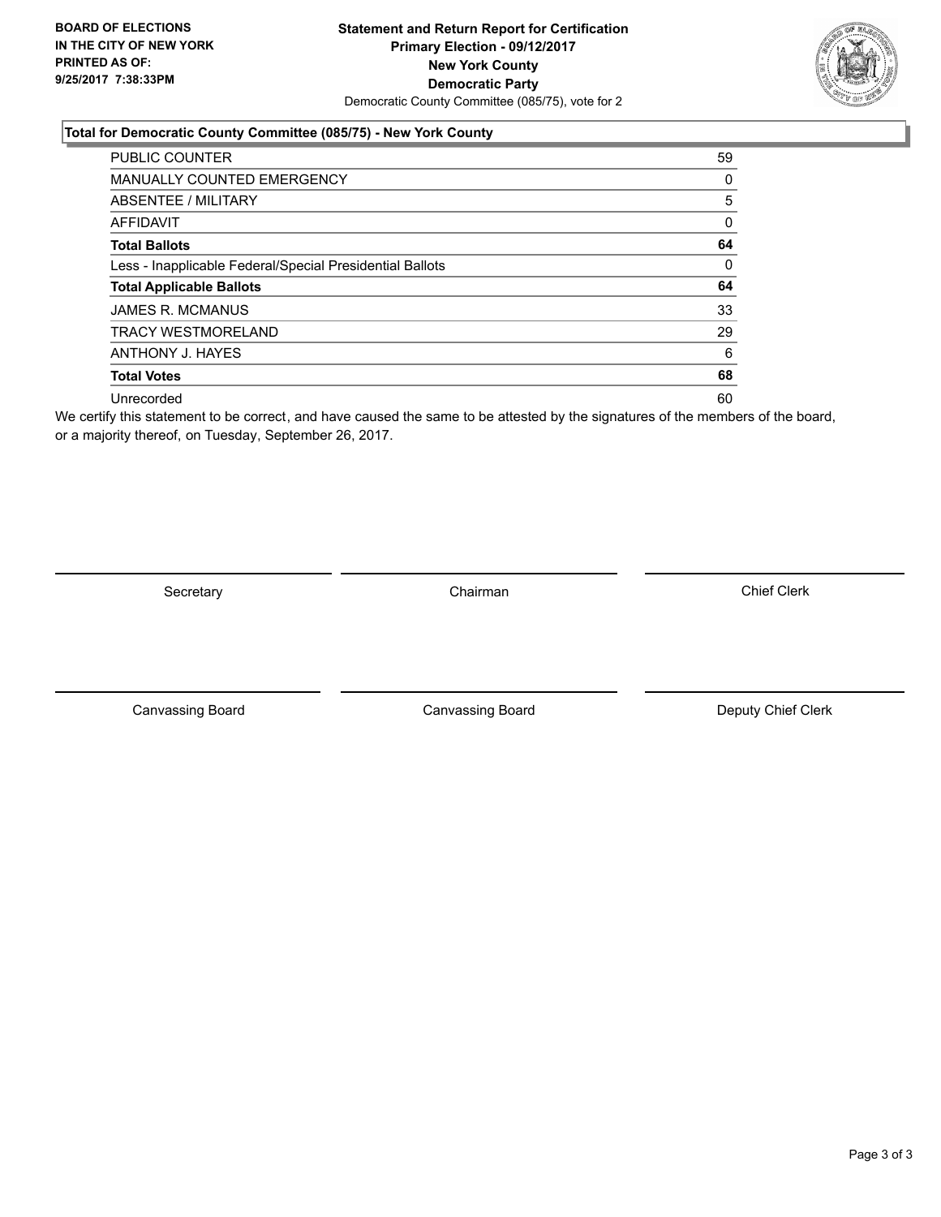**BOARD OF ELECTIONS IN THE CITY OF NEW YORK PRINTED AS OF: 9/25/2017 7:38:33PM**

**Statement and Return Report for Certification**
**Primary Election - 09/12/2017**
**New York County**
**Democratic Party**
Democratic County Committee (085/75), vote for 2

### Total for Democratic County Committee (085/75) - New York County

| | |
|---|---|
| PUBLIC COUNTER | 59 |
| MANUALLY COUNTED EMERGENCY | 0 |
| ABSENTEE / MILITARY | 5 |
| AFFIDAVIT | 0 |
| **Total Ballots** | **64** |
| Less - Inapplicable Federal/Special Presidential Ballots | 0 |
| **Total Applicable Ballots** | **64** |
| JAMES R. MCMANUS | 33 |
| TRACY WESTMORELAND | 29 |
| ANTHONY J. HAYES | 6 |
| **Total Votes** | **68** |
| Unrecorded | 60 |

We certify this statement to be correct, and have caused the same to be attested by the signatures of the members of the board, or a majority thereof, on Tuesday, September 26, 2017.

Secretary

Chairman

Chief Clerk

Canvassing Board

Canvassing Board

Deputy Chief Clerk